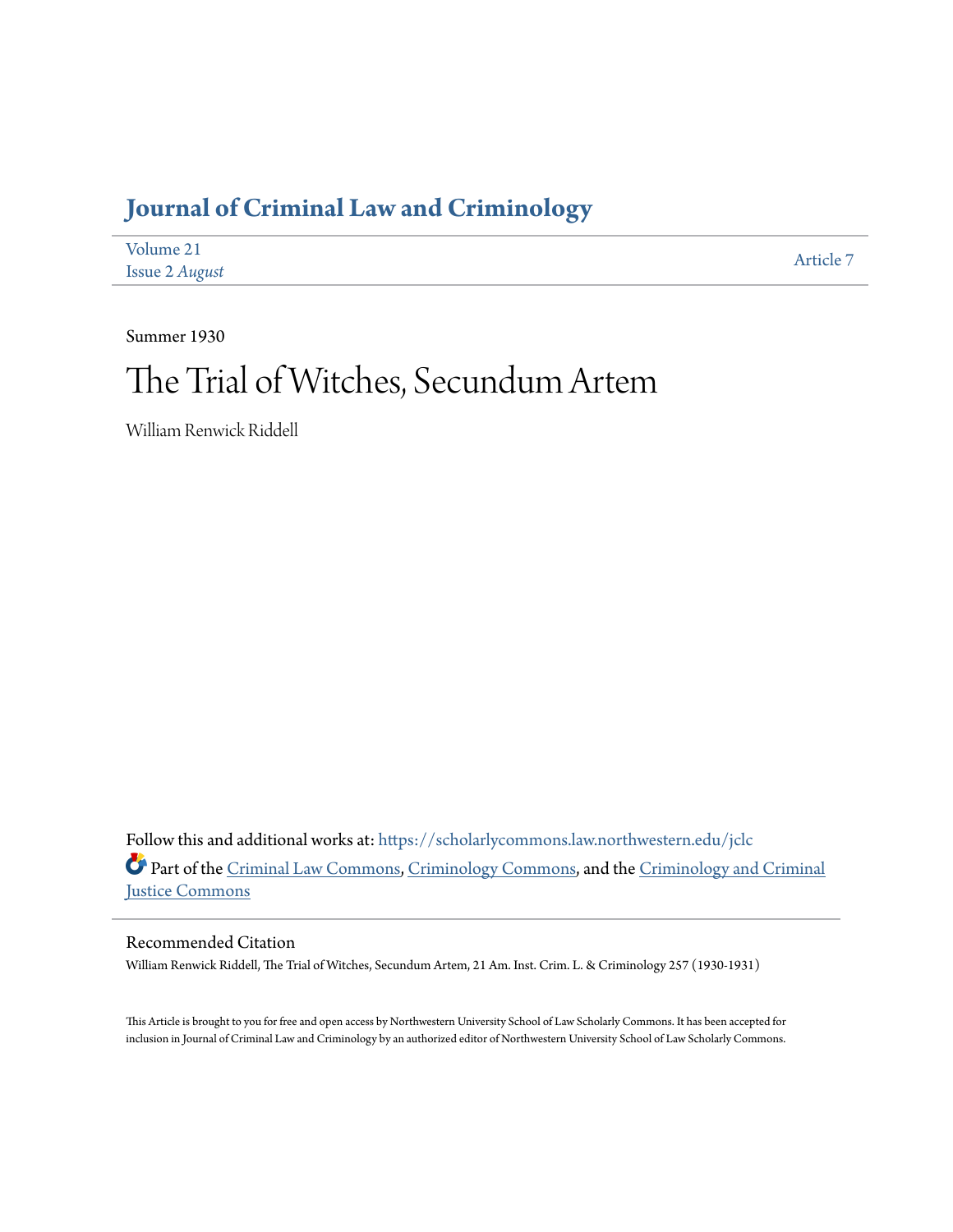# Journal of Criminal Law and Criminology

Volume 21
Issue 2 *August*

Article 7

Summer 1930

# The Trial of Witches, Secundum Artem

William Renwick Riddell

Follow this and additional works at: https://scholarlycommons.law.northwestern.edu/jclc

Part of the Criminal Law Commons, Criminology Commons, and the Criminology and Criminal Justice Commons

## Recommended Citation

William Renwick Riddell, The Trial of Witches, Secundum Artem, 21 Am. Inst. Crim. L. & Criminology 257 (1930-1931)

This Article is brought to you for free and open access by Northwestern University School of Law Scholarly Commons. It has been accepted for inclusion in Journal of Criminal Law and Criminology by an authorized editor of Northwestern University School of Law Scholarly Commons.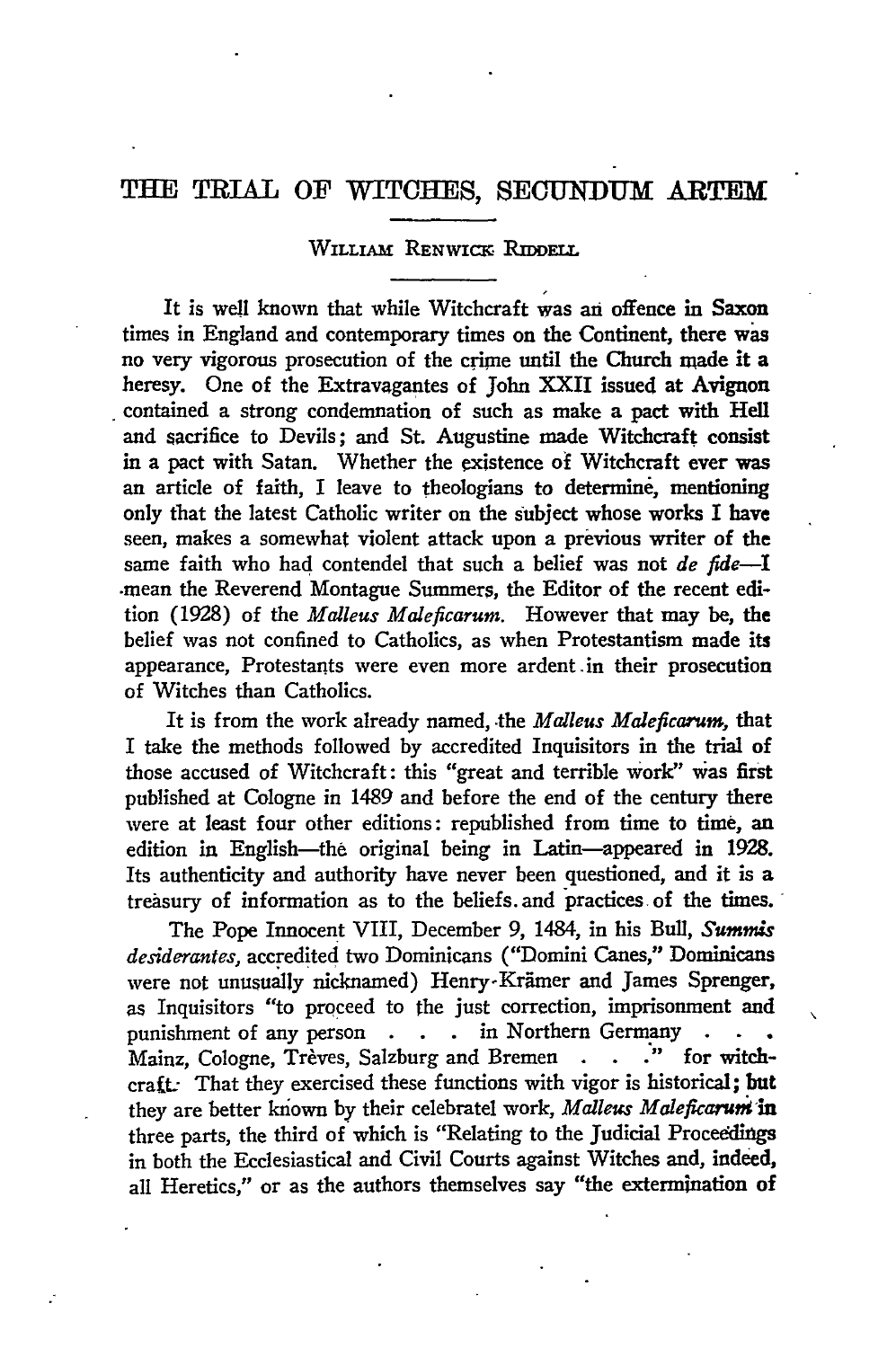# THE TRIAL OF WITCHES, SECUNDUM ARTEM

WILLIAM RENWICK RIDDELL

It is well known that while Witchcraft was an offence in Saxon times in England and contemporary times on the Continent, there was no very vigorous prosecution of the crime until the Church made it a heresy. One of the Extravagantes of John XXII issued at Avignon contained a strong condemnation of such as make a pact with Hell and sacrifice to Devils; and St. Augustine made Witchcraft consist in a pact with Satan. Whether the existence of Witchcraft ever was an article of faith, I leave to theologians to determine, mentioning only that the latest Catholic writer on the subject whose works I have seen, makes a somewhat violent attack upon a previous writer of the same faith who had contendel that such a belief was not *de fide*—I mean the Reverend Montague Summers, the Editor of the recent edition (1928) of the *Malleus Maleficarum.* However that may be, the belief was not confined to Catholics, as when Protestantism made its appearance, Protestants were even more ardent in their prosecution of Witches than Catholics.

It is from the work already named, the *Malleus Maleficarum,* that I take the methods followed by accredited Inquisitors in the trial of those accused of Witchcraft: this "great and terrible work" was first published at Cologne in 1489 and before the end of the century there were at least four other editions: republished from time to time, an edition in English—the original being in Latin—appeared in 1928. Its authenticity and authority have never been questioned, and it is a treasury of information as to the beliefs and practices of the times.

The Pope Innocent VIII, December 9, 1484, in his Bull, *Summis desiderantes,* accredited two Dominicans ("Domini Canes," Dominicans were not unusually nicknamed) Henry Krämer and James Sprenger, as Inquisitors "to proceed to the just correction, imprisonment and punishment of any person . . . in Northern Germany . . . Mainz, Cologne, Trèves, Salzburg and Bremen . . ." for witchcraft. That they exercised these functions with vigor is historical; but they are better known by their celebratel work, *Malleus Maleficarum* in three parts, the third of which is "Relating to the Judicial Proceedings in both the Ecclesiastical and Civil Courts against Witches and, indeed, all Heretics," or as the authors themselves say "the extermination of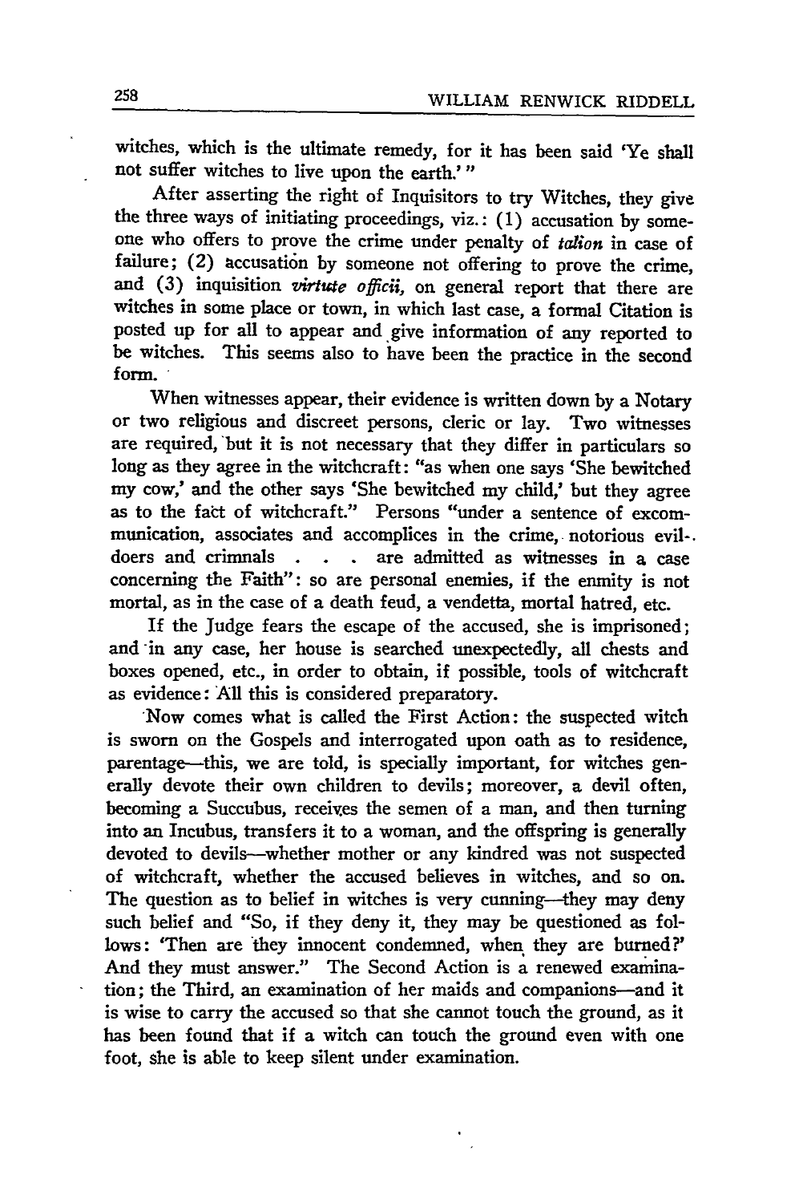witches, which is the ultimate remedy, for it has been said 'Ye shall not suffer witches to live upon the earth.' "

After asserting the right of Inquisitors to try Witches, they give the three ways of initiating proceedings, viz.: (1) accusation by someone who offers to prove the crime under penalty of *talion* in case of failure; (2) accusation by someone not offering to prove the crime, and (3) inquisition *virtute officii,* on general report that there are witches in some place or town, in which last case, a formal Citation is posted up for all to appear and give information of any reported to be witches. This seems also to have been the practice in the second form.

When witnesses appear, their evidence is written down by a Notary or two religious and discreet persons, cleric or lay. Two witnesses are required, but it is not necessary that they differ in particulars so long as they agree in the witchcraft: "as when one says 'She bewitched my cow,' and the other says 'She bewitched my child,' but they agree as to the fact of witchcraft." Persons "under a sentence of excommunication, associates and accomplices in the crime, notorious evildoers and crimnals . . . are admitted as witnesses in a case concerning the Faith": so are personal enemies, if the enmity is not mortal, as in the case of a death feud, a vendetta, mortal hatred, etc.

If the Judge fears the escape of the accused, she is imprisoned; and in any case, her house is searched unexpectedly, all chests and boxes opened, etc., in order to obtain, if possible, tools of witchcraft as evidence: All this is considered preparatory.

Now comes what is called the First Action: the suspected witch is sworn on the Gospels and interrogated upon oath as to residence, parentage—this, we are told, is specially important, for witches generally devote their own children to devils; moreover, a devil often, becoming a Succubus, receives the semen of a man, and then turning into an Incubus, transfers it to a woman, and the offspring is generally devoted to devils—whether mother or any kindred was not suspected of witchcraft, whether the accused believes in witches, and so on. The question as to belief in witches is very cunning—they may deny such belief and "So, if they deny it, they may be questioned as follows: 'Then are they innocent condemned, when they are burned?' And they must answer." The Second Action is a renewed examination; the Third, an examination of her maids and companions—and it is wise to carry the accused so that she cannot touch the ground, as it has been found that if a witch can touch the ground even with one foot, she is able to keep silent under examination.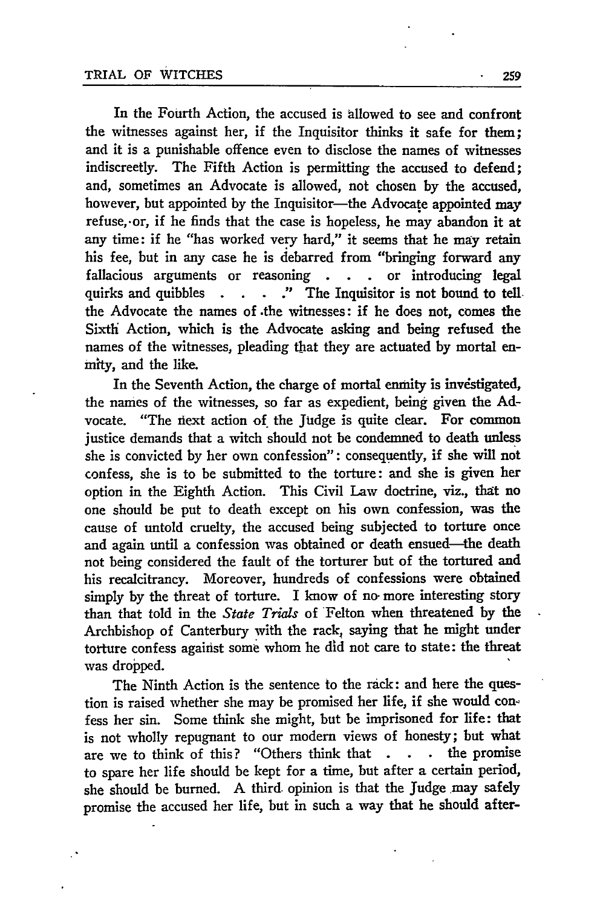In the Fourth Action, the accused is allowed to see and confront the witnesses against her, if the Inquisitor thinks it safe for them; and it is a punishable offence even to disclose the names of witnesses indiscreetly. The Fifth Action is permitting the accused to defend; and, sometimes an Advocate is allowed, not chosen by the accused, however, but appointed by the Inquisitor—the Advocate appointed may refuse, or, if he finds that the case is hopeless, he may abandon it at any time: if he "has worked very hard," it seems that he may retain his fee, but in any case he is debarred from "bringing forward any fallacious arguments or reasoning . . . or introducing legal quirks and quibbles . . . ." The Inquisitor is not bound to tell the Advocate the names of the witnesses: if he does not, comes the Sixth Action, which is the Advocate asking and being refused the names of the witnesses, pleading that they are actuated by mortal enmity, and the like.

In the Seventh Action, the charge of mortal enmity is investigated, the names of the witnesses, so far as expedient, being given the Advocate. "The next action of the Judge is quite clear. For common justice demands that a witch should not be condemned to death unless she is convicted by her own confession": consequently, if she will not confess, she is to be submitted to the torture: and she is given her option in the Eighth Action. This Civil Law doctrine, viz., that no one should be put to death except on his own confession, was the cause of untold cruelty, the accused being subjected to torture once and again until a confession was obtained or death ensued—the death not being considered the fault of the torturer but of the tortured and his recalcitrancy. Moreover, hundreds of confessions were obtained simply by the threat of torture. I know of no more interesting story than that told in the *State Trials* of Felton when threatened by the Archbishop of Canterbury with the rack, saying that he might under torture confess against some whom he did not care to state: the threat was dropped.

The Ninth Action is the sentence to the rack: and here the question is raised whether she may be promised her life, if she would confess her sin. Some think she might, but be imprisoned for life: that is not wholly repugnant to our modern views of honesty; but what are we to think of this? "Others think that . . . the promise to spare her life should be kept for a time, but after a certain period, she should be burned. A third opinion is that the Judge may safely promise the accused her life, but in such a way that he should after-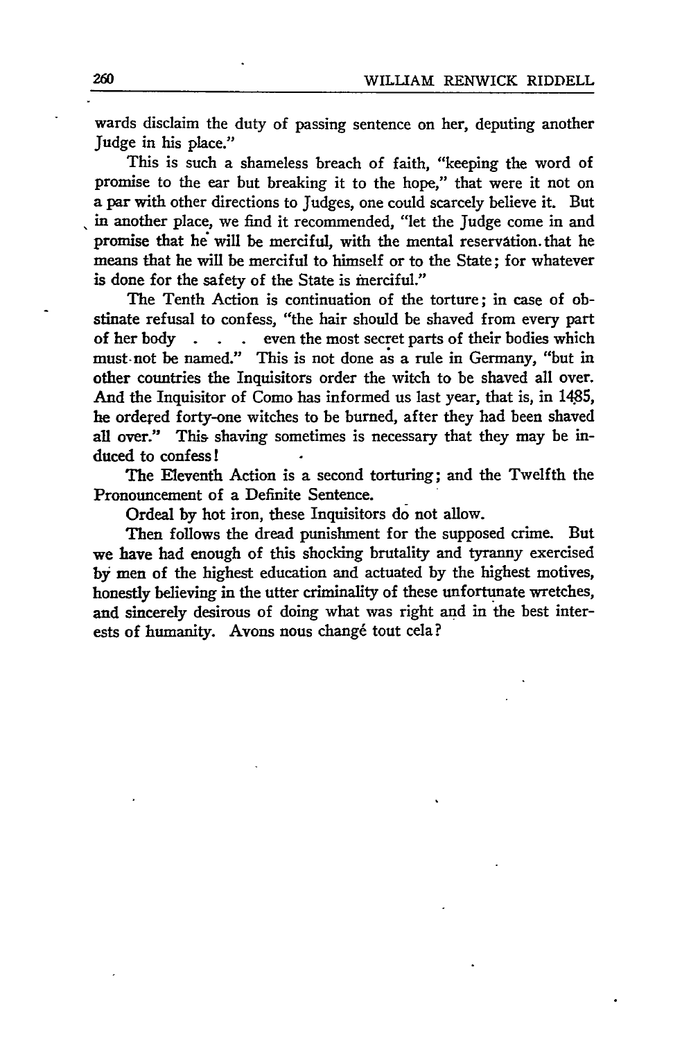wards disclaim the duty of passing sentence on her, deputing another Judge in his place."

This is such a shameless breach of faith, "keeping the word of promise to the ear but breaking it to the hope," that were it not on a par with other directions to Judges, one could scarcely believe it. But in another place, we find it recommended, "let the Judge come in and promise that he will be merciful, with the mental reservation that he means that he will be merciful to himself or to the State; for whatever is done for the safety of the State is merciful."

The Tenth Action is continuation of the torture; in case of obstinate refusal to confess, "the hair should be shaved from every part of her body . . . even the most secret parts of their bodies which must not be named." This is not done as a rule in Germany, "but in other countries the Inquisitors order the witch to be shaved all over. And the Inquisitor of Como has informed us last year, that is, in 1485, he ordered forty-one witches to be burned, after they had been shaved all over." This shaving sometimes is necessary that they may be induced to confess!

The Eleventh Action is a second torturing; and the Twelfth the Pronouncement of a Definite Sentence.

Ordeal by hot iron, these Inquisitors do not allow.

Then follows the dread punishment for the supposed crime. But we have had enough of this shocking brutality and tyranny exercised by men of the highest education and actuated by the highest motives, honestly believing in the utter criminality of these unfortunate wretches, and sincerely desirous of doing what was right and in the best interests of humanity. Avons nous changé tout cela?